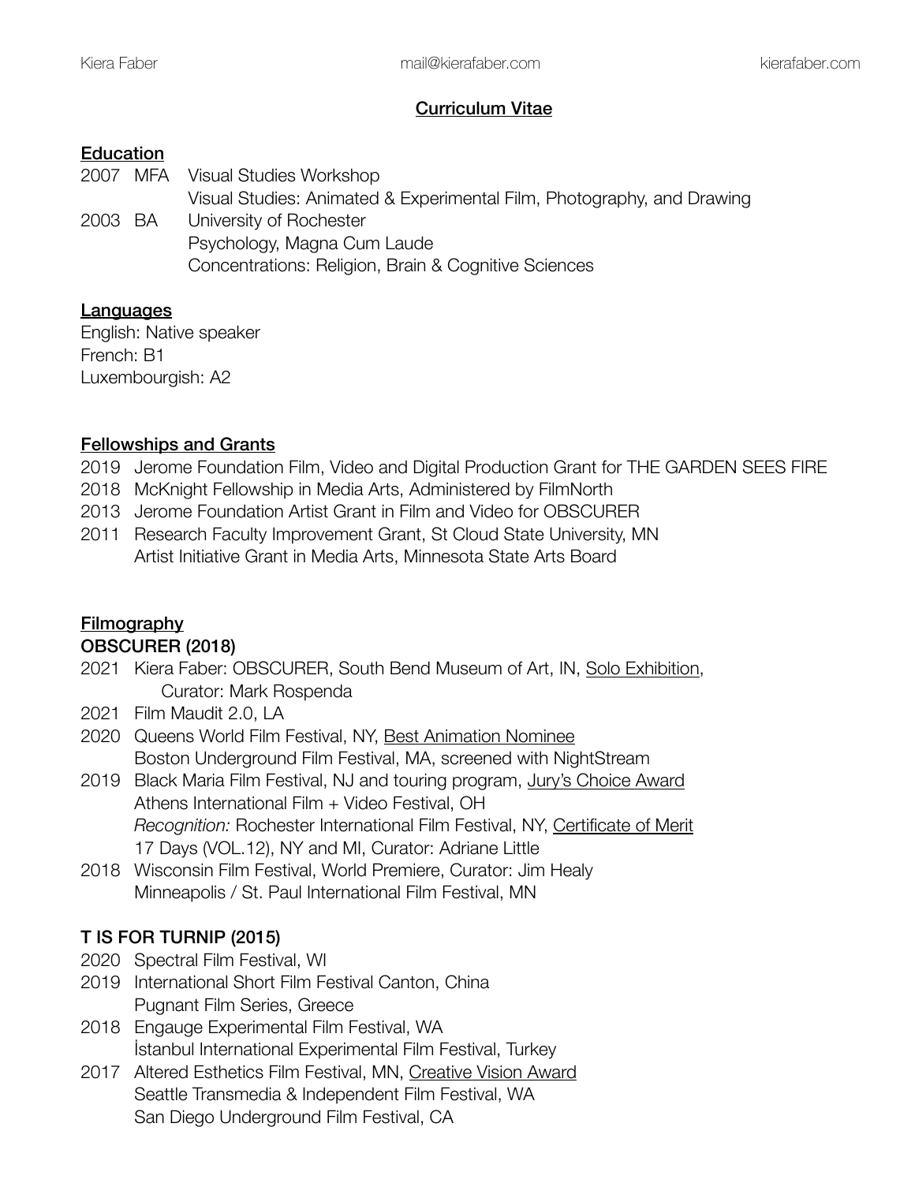Kiera Faber mail@kierafaber.com kierafaber.com

# Curriculum Vitae

## Education

2007 MFA Visual Studies Workshop
Visual Studies: Animated & Experimental Film, Photography, and Drawing

2003 BA University of Rochester
Psychology, Magna Cum Laude
Concentrations: Religion, Brain & Cognitive Sciences

## Languages

English: Native speaker
French: B1
Luxembourgish: A2

## Fellowships and Grants

2019 Jerome Foundation Film, Video and Digital Production Grant for THE GARDEN SEES FIRE
2018 McKnight Fellowship in Media Arts, Administered by FilmNorth
2013 Jerome Foundation Artist Grant in Film and Video for OBSCURER
2011 Research Faculty Improvement Grant, St Cloud State University, MN
Artist Initiative Grant in Media Arts, Minnesota State Arts Board

## Filmography

### OBSCURER (2018)

2021 Kiera Faber: OBSCURER, South Bend Museum of Art, IN, Solo Exhibition, Curator: Mark Rospenda
2021 Film Maudit 2.0, LA
2020 Queens World Film Festival, NY, Best Animation Nominee
Boston Underground Film Festival, MA, screened with NightStream
2019 Black Maria Film Festival, NJ and touring program, Jury's Choice Award
Athens International Film + Video Festival, OH
*Recognition:* Rochester International Film Festival, NY, Certificate of Merit
17 Days (VOL.12), NY and MI, Curator: Adriane Little
2018 Wisconsin Film Festival, World Premiere, Curator: Jim Healy
Minneapolis / St. Paul International Film Festival, MN

### T IS FOR TURNIP (2015)

2020 Spectral Film Festival, WI
2019 International Short Film Festival Canton, China
Pugnant Film Series, Greece
2018 Engauge Experimental Film Festival, WA
İstanbul International Experimental Film Festival, Turkey
2017 Altered Esthetics Film Festival, MN, Creative Vision Award
Seattle Transmedia & Independent Film Festival, WA
San Diego Underground Film Festival, CA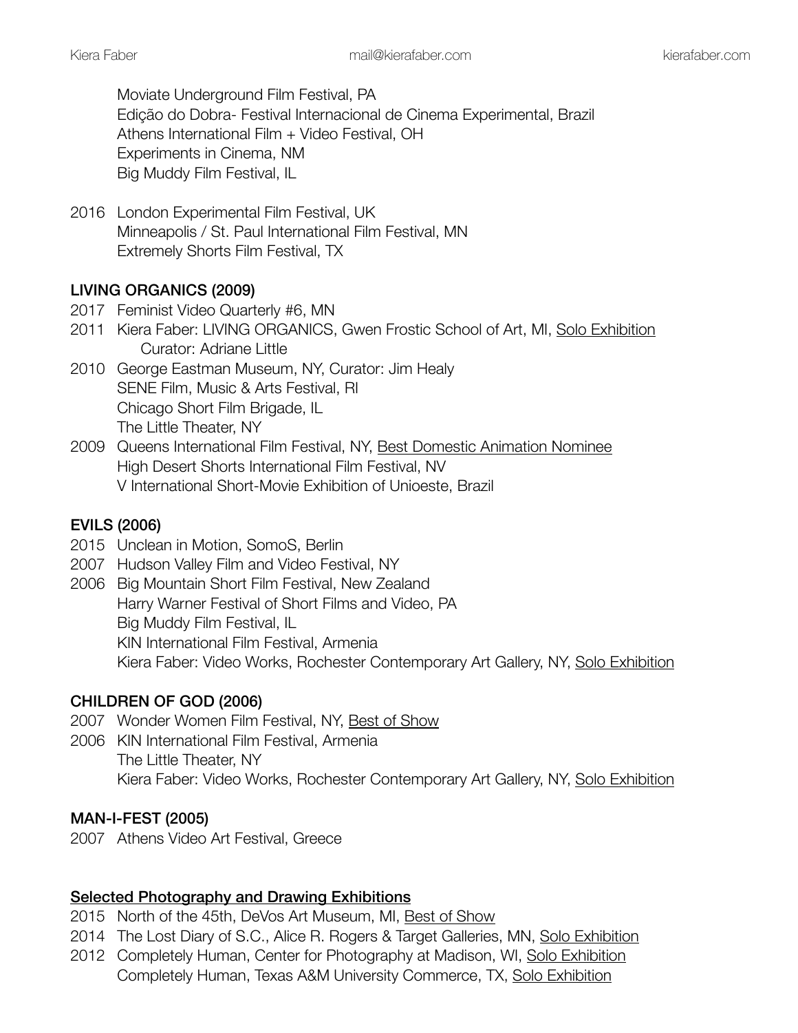Moviate Underground Film Festival, PA
Edição do Dobra- Festival Internacional de Cinema Experimental, Brazil
Athens International Film + Video Festival, OH
Experiments in Cinema, NM
Big Muddy Film Festival, IL

2016 London Experimental Film Festival, UK
Minneapolis / St. Paul International Film Festival, MN
Extremely Shorts Film Festival, TX

**LIVING ORGANICS (2009)**

2017 Feminist Video Quarterly #6, MN
2011 Kiera Faber: LIVING ORGANICS, Gwen Frostic School of Art, MI, Solo Exhibition
Curator: Adriane Little
2010 George Eastman Museum, NY, Curator: Jim Healy
SENE Film, Music & Arts Festival, RI
Chicago Short Film Brigade, IL
The Little Theater, NY
2009 Queens International Film Festival, NY, Best Domestic Animation Nominee
High Desert Shorts International Film Festival, NV
V International Short-Movie Exhibition of Unioeste, Brazil

**EVILS (2006)**

2015 Unclean in Motion, SomoS, Berlin
2007 Hudson Valley Film and Video Festival, NY
2006 Big Mountain Short Film Festival, New Zealand
Harry Warner Festival of Short Films and Video, PA
Big Muddy Film Festival, IL
KIN International Film Festival, Armenia
Kiera Faber: Video Works, Rochester Contemporary Art Gallery, NY, Solo Exhibition

**CHILDREN OF GOD (2006)**

2007 Wonder Women Film Festival, NY, Best of Show
2006 KIN International Film Festival, Armenia
The Little Theater, NY
Kiera Faber: Video Works, Rochester Contemporary Art Gallery, NY, Solo Exhibition

**MAN-I-FEST (2005)**

2007 Athens Video Art Festival, Greece

**Selected Photography and Drawing Exhibitions**

2015 North of the 45th, DeVos Art Museum, MI, Best of Show
2014 The Lost Diary of S.C., Alice R. Rogers & Target Galleries, MN, Solo Exhibition
2012 Completely Human, Center for Photography at Madison, WI, Solo Exhibition
Completely Human, Texas A&M University Commerce, TX, Solo Exhibition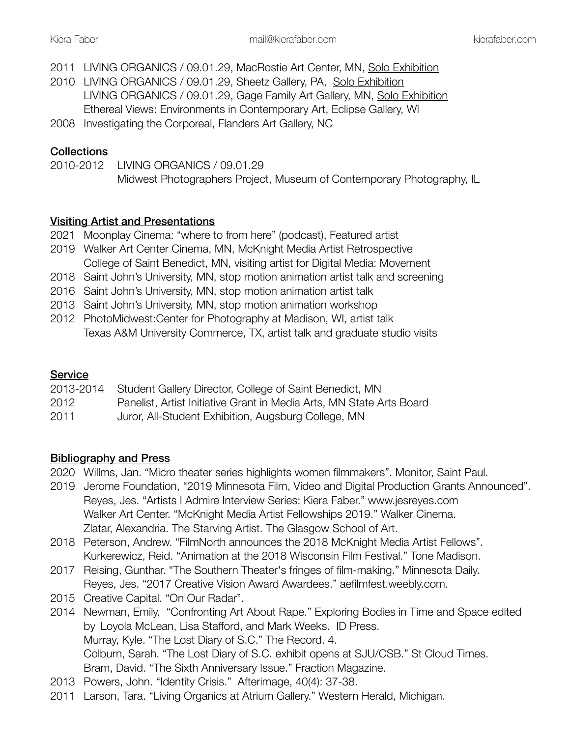2011 LIVING ORGANICS / 09.01.29, MacRostie Art Center, MN, Solo Exhibition
2010 LIVING ORGANICS / 09.01.29, Sheetz Gallery, PA, Solo Exhibition
LIVING ORGANICS / 09.01.29, Gage Family Art Gallery, MN, Solo Exhibition
Ethereal Views: Environments in Contemporary Art, Eclipse Gallery, WI
2008 Investigating the Corporeal, Flanders Art Gallery, NC

## Collections

2010-2012 LIVING ORGANICS / 09.01.29
Midwest Photographers Project, Museum of Contemporary Photography, IL

## Visiting Artist and Presentations

2021 Moonplay Cinema: "where to from here" (podcast), Featured artist
2019 Walker Art Center Cinema, MN, McKnight Media Artist Retrospective
College of Saint Benedict, MN, visiting artist for Digital Media: Movement
2018 Saint John's University, MN, stop motion animation artist talk and screening
2016 Saint John's University, MN, stop motion animation artist talk
2013 Saint John's University, MN, stop motion animation workshop
2012 PhotoMidwest:Center for Photography at Madison, WI, artist talk
Texas A&M University Commerce, TX, artist talk and graduate studio visits

## Service

2013-2014 Student Gallery Director, College of Saint Benedict, MN
2012 Panelist, Artist Initiative Grant in Media Arts, MN State Arts Board
2011 Juror, All-Student Exhibition, Augsburg College, MN

## Bibliography and Press

2020 Willms, Jan. "Micro theater series highlights women filmmakers". Monitor, Saint Paul.
2019 Jerome Foundation, "2019 Minnesota Film, Video and Digital Production Grants Announced".
Reyes, Jes. "Artists I Admire Interview Series: Kiera Faber." www.jesreyes.com
Walker Art Center. "McKnight Media Artist Fellowships 2019." Walker Cinema.
Zlatar, Alexandria. The Starving Artist. The Glasgow School of Art.
2018 Peterson, Andrew. "FilmNorth announces the 2018 McKnight Media Artist Fellows".
Kurkerewicz, Reid. "Animation at the 2018 Wisconsin Film Festival." Tone Madison.
2017 Reising, Gunthar. "The Southern Theater's fringes of film-making." Minnesota Daily.
Reyes, Jes. "2017 Creative Vision Award Awardees." aefilmfest.weebly.com.
2015 Creative Capital. "On Our Radar".
2014 Newman, Emily. "Confronting Art About Rape." Exploring Bodies in Time and Space edited by Loyola McLean, Lisa Stafford, and Mark Weeks. ID Press.
Murray, Kyle. "The Lost Diary of S.C." The Record. 4.
Colburn, Sarah. "The Lost Diary of S.C. exhibit opens at SJU/CSB." St Cloud Times.
Bram, David. "The Sixth Anniversary Issue." Fraction Magazine.
2013 Powers, John. "Identity Crisis." Afterimage, 40(4): 37-38.
2011 Larson, Tara. "Living Organics at Atrium Gallery." Western Herald, Michigan.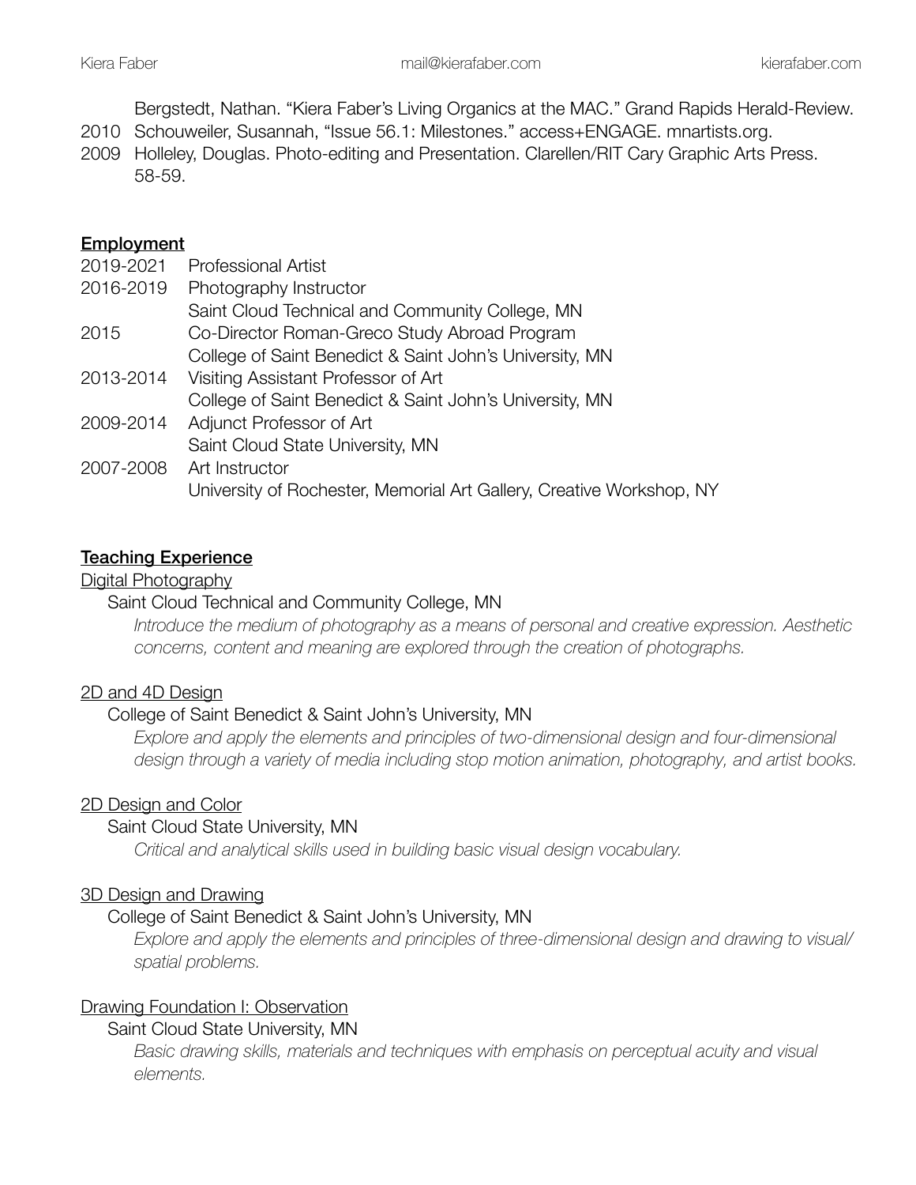Bergstedt, Nathan. “Kiera Faber’s Living Organics at the MAC.” Grand Rapids Herald-Review.

2010 Schouweiler, Susannah, “Issue 56.1: Milestones.” access+ENGAGE. mnartists.org.

2009 Holleley, Douglas. Photo-editing and Presentation. Clarellen/RIT Cary Graphic Arts Press. 58-59.

## Employment

2019-2021 Professional Artist

2016-2019 Photography Instructor
Saint Cloud Technical and Community College, MN

2015 Co-Director Roman-Greco Study Abroad Program
College of Saint Benedict & Saint John’s University, MN

2013-2014 Visiting Assistant Professor of Art
College of Saint Benedict & Saint John’s University, MN

2009-2014 Adjunct Professor of Art
Saint Cloud State University, MN

2007-2008 Art Instructor
University of Rochester, Memorial Art Gallery, Creative Workshop, NY

## Teaching Experience

### Digital Photography

Saint Cloud Technical and Community College, MN

*Introduce the medium of photography as a means of personal and creative expression. Aesthetic concerns, content and meaning are explored through the creation of photographs.*

### 2D and 4D Design

College of Saint Benedict & Saint John’s University, MN

*Explore and apply the elements and principles of two-dimensional design and four-dimensional design through a variety of media including stop motion animation, photography, and artist books.*

### 2D Design and Color

Saint Cloud State University, MN

*Critical and analytical skills used in building basic visual design vocabulary.*

### 3D Design and Drawing

College of Saint Benedict & Saint John’s University, MN

*Explore and apply the elements and principles of three-dimensional design and drawing to visual/spatial problems.*

### Drawing Foundation I: Observation

Saint Cloud State University, MN

*Basic drawing skills, materials and techniques with emphasis on perceptual acuity and visual elements.*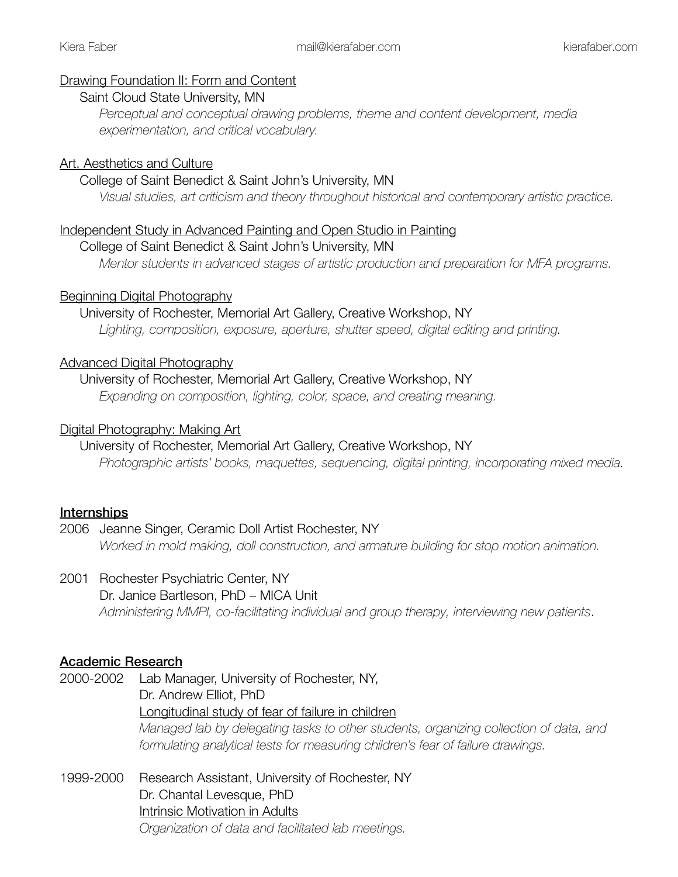Drawing Foundation II: Form and Content

Saint Cloud State University, MN

*Perceptual and conceptual drawing problems, theme and content development, media experimentation, and critical vocabulary.*

Art, Aesthetics and Culture

College of Saint Benedict & Saint John's University, MN

*Visual studies, art criticism and theory throughout historical and contemporary artistic practice.*

Independent Study in Advanced Painting and Open Studio in Painting

College of Saint Benedict & Saint John's University, MN

*Mentor students in advanced stages of artistic production and preparation for MFA programs.*

Beginning Digital Photography

University of Rochester, Memorial Art Gallery, Creative Workshop, NY

*Lighting, composition, exposure, aperture, shutter speed, digital editing and printing.*

Advanced Digital Photography

University of Rochester, Memorial Art Gallery, Creative Workshop, NY

*Expanding on composition, lighting, color, space, and creating meaning.*

Digital Photography: Making Art

University of Rochester, Memorial Art Gallery, Creative Workshop, NY

*Photographic artists' books, maquettes, sequencing, digital printing, incorporating mixed media.*

## Internships

2006 Jeanne Singer, Ceramic Doll Artist Rochester, NY

*Worked in mold making, doll construction, and armature building for stop motion animation.*

2001 Rochester Psychiatric Center, NY

Dr. Janice Bartleson, PhD – MICA Unit

*Administering MMPI, co-facilitating individual and group therapy, interviewing new patients*.

## Academic Research

2000-2002 Lab Manager, University of Rochester, NY,

Dr. Andrew Elliot, PhD

Longitudinal study of fear of failure in children

*Managed lab by delegating tasks to other students, organizing collection of data, and formulating analytical tests for measuring children's fear of failure drawings.*

1999-2000 Research Assistant, University of Rochester, NY

Dr. Chantal Levesque, PhD

Intrinsic Motivation in Adults

*Organization of data and facilitated lab meetings.*